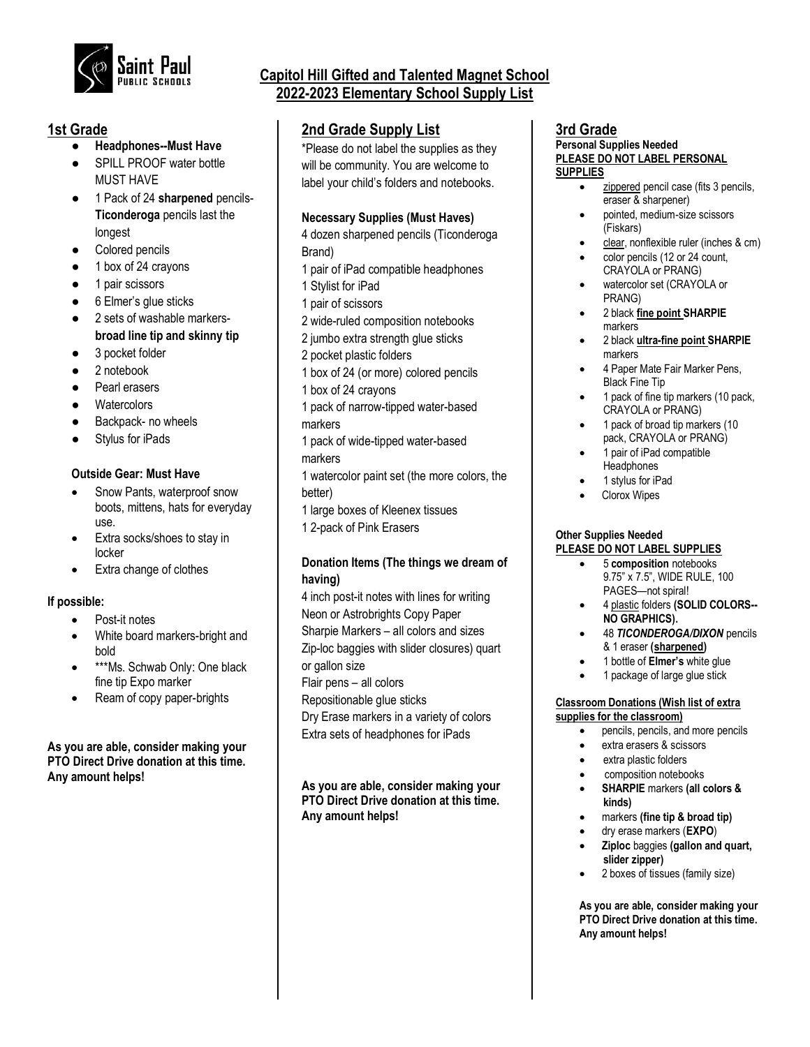Saint Paul Public Schools

# Capitol Hill Gifted and Talented Magnet School
# 2022-2023 Elementary School Supply List

## 1st Grade

- **Headphones--Must Have**
- SPILL PROOF water bottle MUST HAVE
- 1 Pack of 24 **sharpened** pencils- **Ticonderoga** pencils last the longest
- Colored pencils
- 1 box of 24 crayons
- 1 pair scissors
- 6 Elmer's glue sticks
- 2 sets of washable markers- **broad line tip and skinny tip**
- 3 pocket folder
- 2 notebook
- Pearl erasers
- Watercolors
- Backpack- no wheels
- Stylus for iPads

**Outside Gear: Must Have**

- Snow Pants, waterproof snow boots, mittens, hats for everyday use.
- Extra socks/shoes to stay in locker
- Extra change of clothes

**If possible:**

- Post-it notes
- White board markers-bright and bold
- ***Ms. Schwab Only: One black fine tip Expo marker
- Ream of copy paper-brights

**As you are able, consider making your PTO Direct Drive donation at this time. Any amount helps!**

## 2nd Grade Supply List

*Please do not label the supplies as they will be community. You are welcome to label your child's folders and notebooks.

**Necessary Supplies (Must Haves)**

4 dozen sharpened pencils (Ticonderoga Brand)
1 pair of iPad compatible headphones
1 Stylist for iPad
1 pair of scissors
2 wide-ruled composition notebooks
2 jumbo extra strength glue sticks
2 pocket plastic folders
1 box of 24 (or more) colored pencils
1 box of 24 crayons
1 pack of narrow-tipped water-based markers
1 pack of wide-tipped water-based markers
1 watercolor paint set (the more colors, the better)
1 large boxes of Kleenex tissues
1 2-pack of Pink Erasers

**Donation Items (The things we dream of having)**

4 inch post-it notes with lines for writing
Neon or Astrobrights Copy Paper
Sharpie Markers – all colors and sizes
Zip-loc baggies with slider closures) quart or gallon size
Flair pens – all colors
Repositionable glue sticks
Dry Erase markers in a variety of colors
Extra sets of headphones for iPads

**As you are able, consider making your PTO Direct Drive donation at this time. Any amount helps!**

## 3rd Grade

**Personal Supplies Needed**
**PLEASE DO NOT LABEL PERSONAL SUPPLIES**

- zippered pencil case (fits 3 pencils, eraser & sharpener)
- pointed, medium-size scissors (Fiskars)
- clear, nonflexible ruler (inches & cm)
- color pencils (12 or 24 count, CRAYOLA or PRANG)
- watercolor set (CRAYOLA or PRANG)
- 2 black **fine point SHARPIE** markers
- 2 black **ultra-fine point SHARPIE** markers
- 4 Paper Mate Fair Marker Pens, Black Fine Tip
- 1 pack of fine tip markers (10 pack, CRAYOLA or PRANG)
- 1 pack of broad tip markers (10 pack, CRAYOLA or PRANG)
- 1 pair of iPad compatible Headphones
- 1 stylus for iPad
- Clorox Wipes

**Other Supplies Needed**
**PLEASE DO NOT LABEL SUPPLIES**

- 5 **composition** notebooks 9.75" x 7.5", WIDE RULE, 100 PAGES—not spiral!
- 4 plastic folders **(SOLID COLORS--NO GRAPHICS).**
- 48 ***TICONDEROGA/DIXON*** pencils & 1 eraser **(sharpened)**
- 1 bottle of **Elmer's** white glue
- 1 package of large glue stick

**Classroom Donations (Wish list of extra supplies for the classroom)**

- pencils, pencils, and more pencils
- extra erasers & scissors
- extra plastic folders
- composition notebooks
- **SHARPIE** markers **(all colors & kinds)**
- markers **(fine tip & broad tip)**
- dry erase markers (**EXPO**)
- **Ziploc** baggies **(gallon and quart, slider zipper)**
- 2 boxes of tissues (family size)

**As you are able, consider making your PTO Direct Drive donation at this time. Any amount helps!**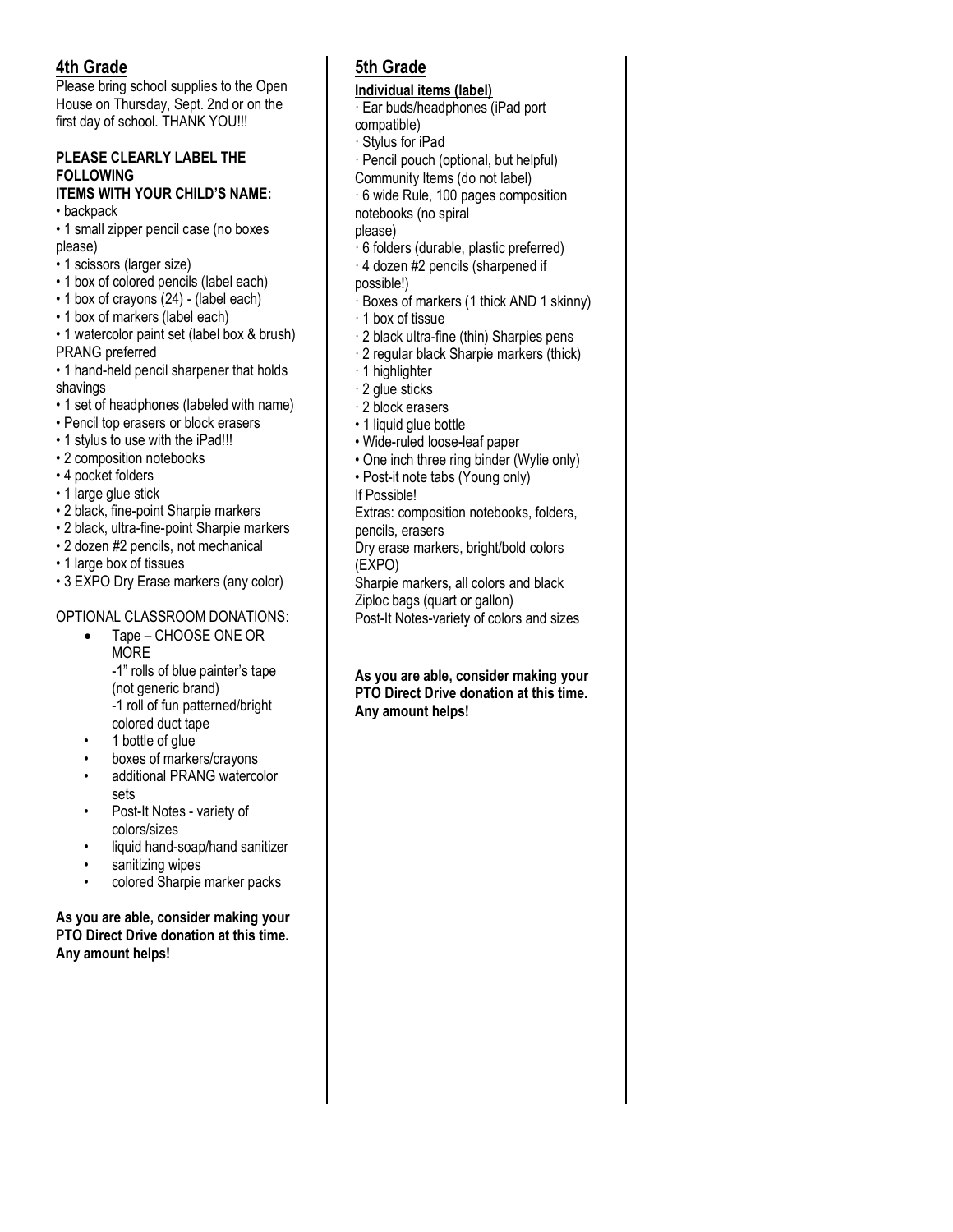## 4th Grade

Please bring school supplies to the Open House on Thursday, Sept. 2nd or on the first day of school. THANK YOU!!!

**PLEASE CLEARLY LABEL THE FOLLOWING ITEMS WITH YOUR CHILD'S NAME:**

- backpack
- 1 small zipper pencil case (no boxes please)
- 1 scissors (larger size)
- 1 box of colored pencils (label each)
- 1 box of crayons (24) - (label each)
- 1 box of markers (label each)
- 1 watercolor paint set (label box & brush) PRANG preferred
- 1 hand-held pencil sharpener that holds shavings
- 1 set of headphones (labeled with name)
- Pencil top erasers or block erasers
- 1 stylus to use with the iPad!!!
- 2 composition notebooks
- 4 pocket folders
- 1 large glue stick
- 2 black, fine-point Sharpie markers
- 2 black, ultra-fine-point Sharpie markers
- 2 dozen #2 pencils, not mechanical
- 1 large box of tissues
- 3 EXPO Dry Erase markers (any color)

OPTIONAL CLASSROOM DONATIONS:

- Tape – CHOOSE ONE OR MORE
  - -1" rolls of blue painter's tape (not generic brand)
  - -1 roll of fun patterned/bright colored duct tape
- 1 bottle of glue
- boxes of markers/crayons
- additional PRANG watercolor sets
- Post-It Notes - variety of colors/sizes
- liquid hand-soap/hand sanitizer
- sanitizing wipes
- colored Sharpie marker packs

**As you are able, consider making your PTO Direct Drive donation at this time. Any amount helps!**

## 5th Grade

**Individual items (label)**

- Ear buds/headphones (iPad port compatible)
- Stylus for iPad
- Pencil pouch (optional, but helpful)

Community Items (do not label)

- 6 wide Rule, 100 pages composition notebooks (no spiral please)
- 6 folders (durable, plastic preferred)
- 4 dozen #2 pencils (sharpened if possible!)
- Boxes of markers (1 thick AND 1 skinny)
- 1 box of tissue
- 2 black ultra-fine (thin) Sharpies pens
- 2 regular black Sharpie markers (thick)
- 1 highlighter
- 2 glue sticks
- 2 block erasers
- 1 liquid glue bottle
- Wide-ruled loose-leaf paper
- One inch three ring binder (Wylie only)
- Post-it note tabs (Young only)

If Possible!

Extras: composition notebooks, folders, pencils, erasers

Dry erase markers, bright/bold colors (EXPO)

Sharpie markers, all colors and black

Ziploc bags (quart or gallon)

Post-It Notes-variety of colors and sizes

**As you are able, consider making your PTO Direct Drive donation at this time. Any amount helps!**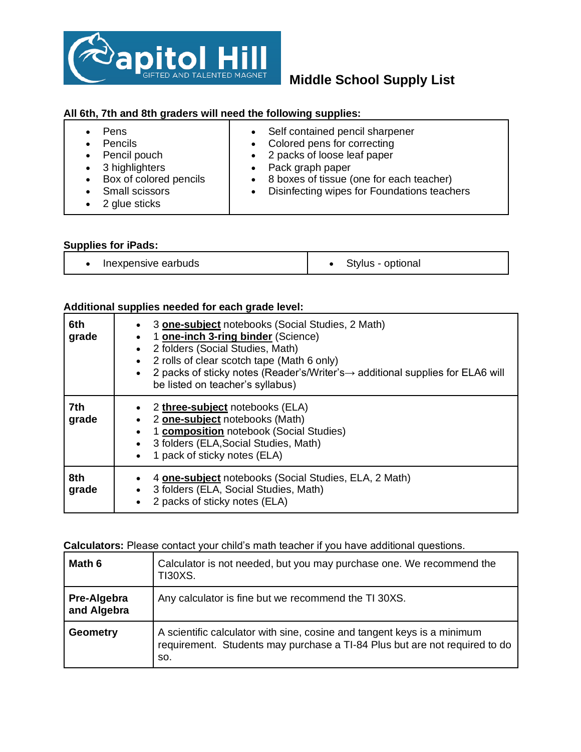# Capitol Hill Gifted and Talented Magnet

## Middle School Supply List

**All 6th, 7th and 8th graders will need the following supplies:**

| | |
|---|---|
| • Pens<br>• Pencils<br>• Pencil pouch<br>• 3 highlighters<br>• Box of colored pencils<br>• Small scissors<br>• 2 glue sticks | • Self contained pencil sharpener<br>• Colored pens for correcting<br>• 2 packs of loose leaf paper<br>• Pack graph paper<br>• 8 boxes of tissue (one for each teacher)<br>• Disinfecting wipes for Foundations teachers |

**Supplies for iPads:**

| | |
|---|---|
| • Inexpensive earbuds | • Stylus - optional |

**Additional supplies needed for each grade level:**

| | |
|---|---|
| **6th grade** | • 3 **one-subject** notebooks (Social Studies, 2 Math)<br>• 1 **one-inch 3-ring binder** (Science)<br>• 2 folders (Social Studies, Math)<br>• 2 rolls of clear scotch tape (Math 6 only)<br>• 2 packs of sticky notes (Reader's/Writer's→ additional supplies for ELA6 will be listed on teacher's syllabus) |
| **7th grade** | • 2 **three-subject** notebooks (ELA)<br>• 2 **one-subject** notebooks (Math)<br>• 1 **composition** notebook (Social Studies)<br>• 3 folders (ELA,Social Studies, Math)<br>• 1 pack of sticky notes (ELA) |
| **8th grade** | • 4 **one-subject** notebooks (Social Studies, ELA, 2 Math)<br>• 3 folders (ELA, Social Studies, Math)<br>• 2 packs of sticky notes (ELA) |

**Calculators:** Please contact your child's math teacher if you have additional questions.

| | |
|---|---|
| **Math 6** | Calculator is not needed, but you may purchase one. We recommend the TI30XS. |
| **Pre-Algebra and Algebra** | Any calculator is fine but we recommend the TI 30XS. |
| **Geometry** | A scientific calculator with sine, cosine and tangent keys is a minimum requirement. Students may purchase a TI-84 Plus but are not required to do so. |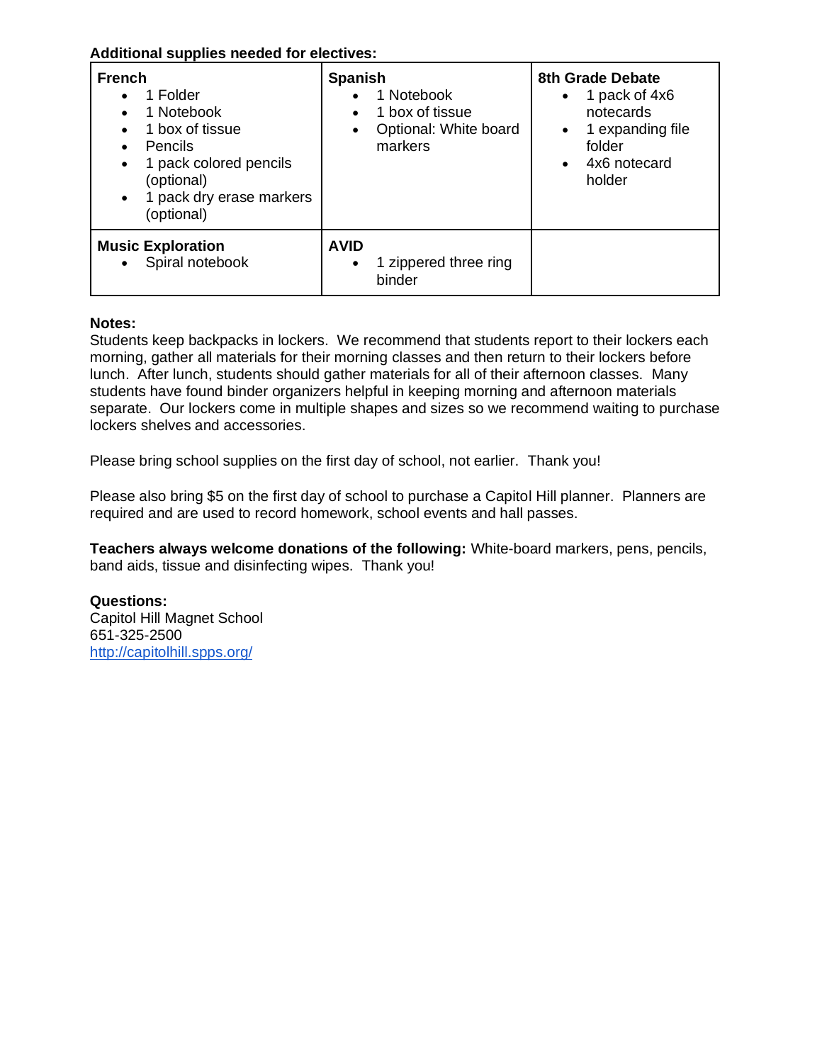**Additional supplies needed for electives:**

| | | |
|---|---|---|
| **French**<br>• 1 Folder<br>• 1 Notebook<br>• 1 box of tissue<br>• Pencils<br>• 1 pack colored pencils (optional)<br>• 1 pack dry erase markers (optional) | **Spanish**<br>• 1 Notebook<br>• 1 box of tissue<br>• Optional: White board markers | **8th Grade Debate**<br>• 1 pack of 4x6 notecards<br>• 1 expanding file folder<br>• 4x6 notecard holder |
| **Music Exploration**<br>• Spiral notebook | **AVID**<br>• 1 zippered three ring binder | |

**Notes:**
Students keep backpacks in lockers. We recommend that students report to their lockers each morning, gather all materials for their morning classes and then return to their lockers before lunch. After lunch, students should gather materials for all of their afternoon classes. Many students have found binder organizers helpful in keeping morning and afternoon materials separate. Our lockers come in multiple shapes and sizes so we recommend waiting to purchase lockers shelves and accessories.

Please bring school supplies on the first day of school, not earlier. Thank you!

Please also bring $5 on the first day of school to purchase a Capitol Hill planner. Planners are required and are used to record homework, school events and hall passes.

**Teachers always welcome donations of the following:** White-board markers, pens, pencils, band aids, tissue and disinfecting wipes. Thank you!

**Questions:**
Capitol Hill Magnet School
651-325-2500
http://capitolhill.spps.org/